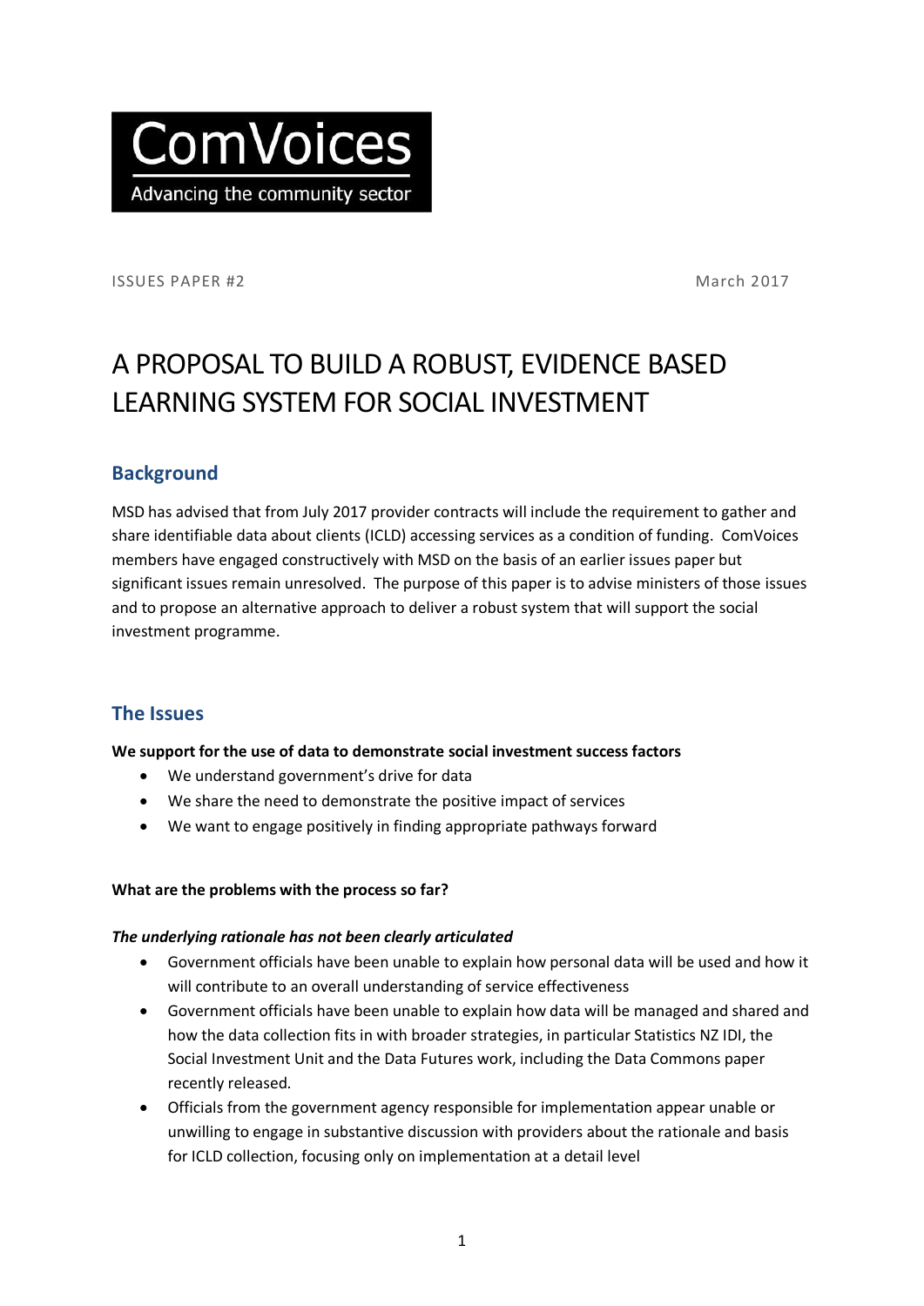ComVoices

Advancing the community sector

ISSUES PAPER #2 March 2017

# A PROPOSAL TO BUILD A ROBUST, EVIDENCE BASED LEARNING SYSTEM FOR SOCIAL INVESTMENT

## Background

MSD has advised that from July 2017 provider contracts will include the requirement to gather and share identifiable data about clients (ICLD) accessing services as a condition of funding. ComVoices members have engaged constructively with MSD on the basis of an earlier issues paper but significant issues remain unresolved. The purpose of this paper is to advise ministers of those issues and to propose an alternative approach to deliver a robust system that will support the social investment programme.

## The Issues

**We support for the use of data to demonstrate social investment success factors**

- We understand government's drive for data
- We share the need to demonstrate the positive impact of services
- We want to engage positively in finding appropriate pathways forward

**What are the problems with the process so far?**

***The underlying rationale has not been clearly articulated***

- Government officials have been unable to explain how personal data will be used and how it will contribute to an overall understanding of service effectiveness
- Government officials have been unable to explain how data will be managed and shared and how the data collection fits in with broader strategies, in particular Statistics NZ IDI, the Social Investment Unit and the Data Futures work, including the Data Commons paper recently released.
- Officials from the government agency responsible for implementation appear unable or unwilling to engage in substantive discussion with providers about the rationale and basis for ICLD collection, focusing only on implementation at a detail level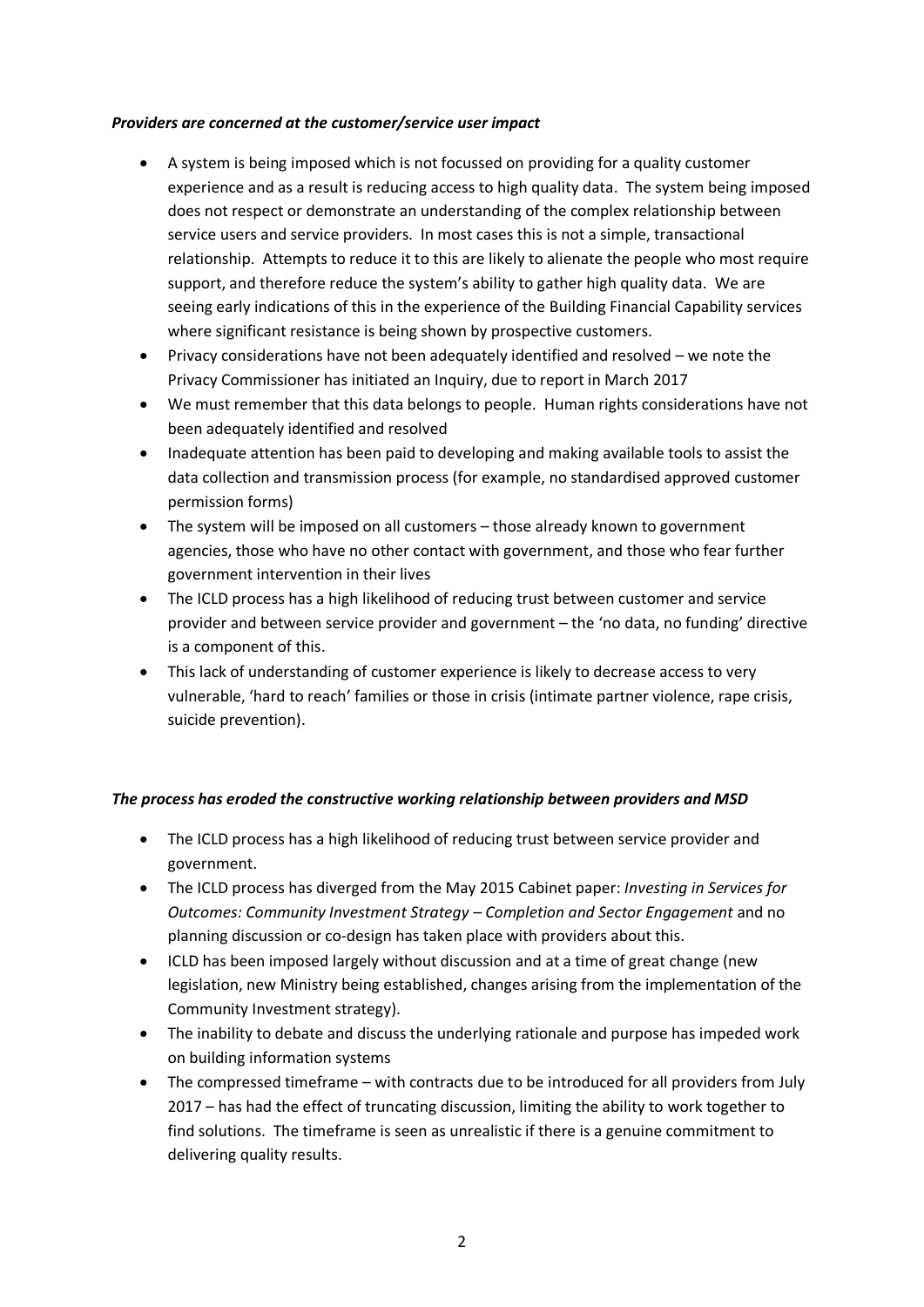***Providers are concerned at the customer/service user impact***

- A system is being imposed which is not focussed on providing for a quality customer experience and as a result is reducing access to high quality data. The system being imposed does not respect or demonstrate an understanding of the complex relationship between service users and service providers. In most cases this is not a simple, transactional relationship. Attempts to reduce it to this are likely to alienate the people who most require support, and therefore reduce the system's ability to gather high quality data. We are seeing early indications of this in the experience of the Building Financial Capability services where significant resistance is being shown by prospective customers.
- Privacy considerations have not been adequately identified and resolved – we note the Privacy Commissioner has initiated an Inquiry, due to report in March 2017
- We must remember that this data belongs to people. Human rights considerations have not been adequately identified and resolved
- Inadequate attention has been paid to developing and making available tools to assist the data collection and transmission process (for example, no standardised approved customer permission forms)
- The system will be imposed on all customers – those already known to government agencies, those who have no other contact with government, and those who fear further government intervention in their lives
- The ICLD process has a high likelihood of reducing trust between customer and service provider and between service provider and government – the 'no data, no funding' directive is a component of this.
- This lack of understanding of customer experience is likely to decrease access to very vulnerable, 'hard to reach' families or those in crisis (intimate partner violence, rape crisis, suicide prevention).

***The process has eroded the constructive working relationship between providers and MSD***

- The ICLD process has a high likelihood of reducing trust between service provider and government.
- The ICLD process has diverged from the May 2015 Cabinet paper: *Investing in Services for Outcomes: Community Investment Strategy – Completion and Sector Engagement* and no planning discussion or co-design has taken place with providers about this.
- ICLD has been imposed largely without discussion and at a time of great change (new legislation, new Ministry being established, changes arising from the implementation of the Community Investment strategy).
- The inability to debate and discuss the underlying rationale and purpose has impeded work on building information systems
- The compressed timeframe – with contracts due to be introduced for all providers from July 2017 – has had the effect of truncating discussion, limiting the ability to work together to find solutions. The timeframe is seen as unrealistic if there is a genuine commitment to delivering quality results.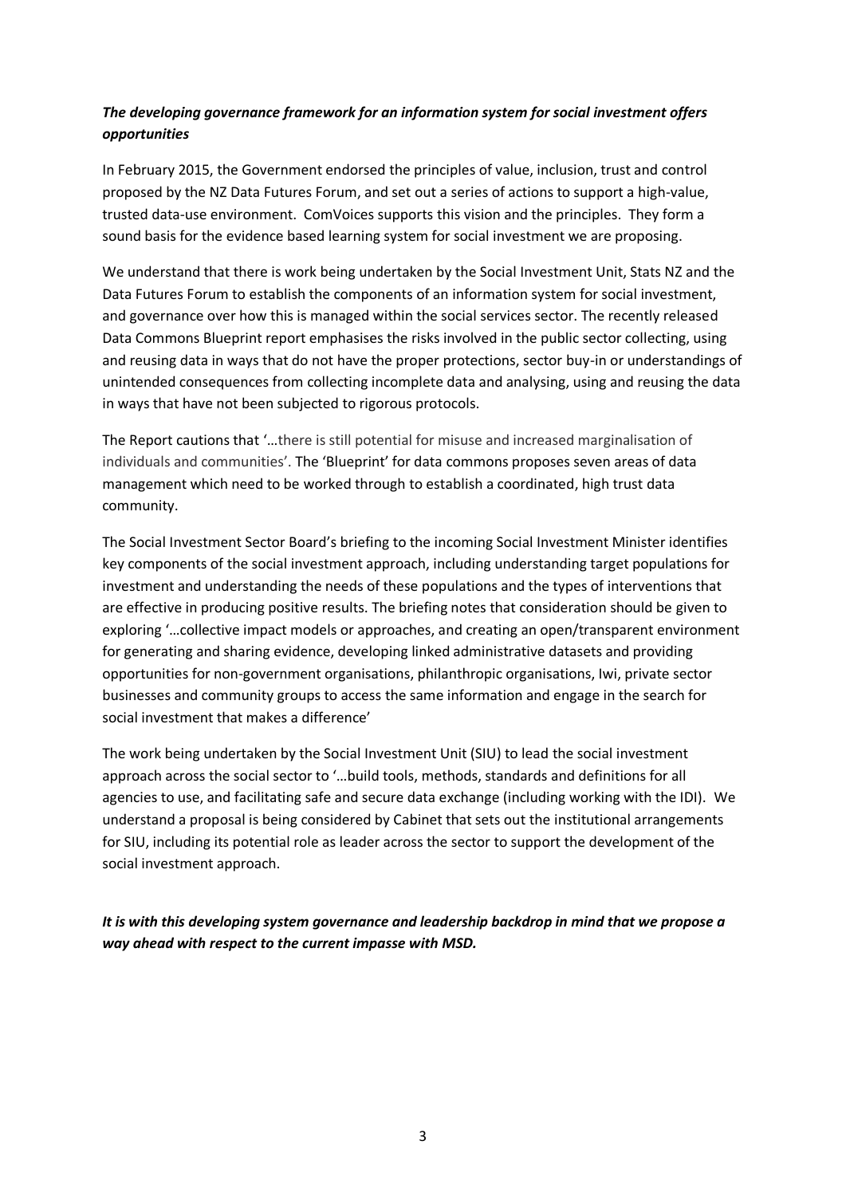***The developing governance framework for an information system for social investment offers opportunities***

In February 2015, the Government endorsed the principles of value, inclusion, trust and control proposed by the NZ Data Futures Forum, and set out a series of actions to support a high-value, trusted data-use environment. ComVoices supports this vision and the principles. They form a sound basis for the evidence based learning system for social investment we are proposing.

We understand that there is work being undertaken by the Social Investment Unit, Stats NZ and the Data Futures Forum to establish the components of an information system for social investment, and governance over how this is managed within the social services sector. The recently released Data Commons Blueprint report emphasises the risks involved in the public sector collecting, using and reusing data in ways that do not have the proper protections, sector buy-in or understandings of unintended consequences from collecting incomplete data and analysing, using and reusing the data in ways that have not been subjected to rigorous protocols.

The Report cautions that '…there is still potential for misuse and increased marginalisation of individuals and communities'. The 'Blueprint' for data commons proposes seven areas of data management which need to be worked through to establish a coordinated, high trust data community.

The Social Investment Sector Board's briefing to the incoming Social Investment Minister identifies key components of the social investment approach, including understanding target populations for investment and understanding the needs of these populations and the types of interventions that are effective in producing positive results. The briefing notes that consideration should be given to exploring '…collective impact models or approaches, and creating an open/transparent environment for generating and sharing evidence, developing linked administrative datasets and providing opportunities for non-government organisations, philanthropic organisations, Iwi, private sector businesses and community groups to access the same information and engage in the search for social investment that makes a difference'

The work being undertaken by the Social Investment Unit (SIU) to lead the social investment approach across the social sector to '…build tools, methods, standards and definitions for all agencies to use, and facilitating safe and secure data exchange (including working with the IDI). We understand a proposal is being considered by Cabinet that sets out the institutional arrangements for SIU, including its potential role as leader across the sector to support the development of the social investment approach.

***It is with this developing system governance and leadership backdrop in mind that we propose a way ahead with respect to the current impasse with MSD.***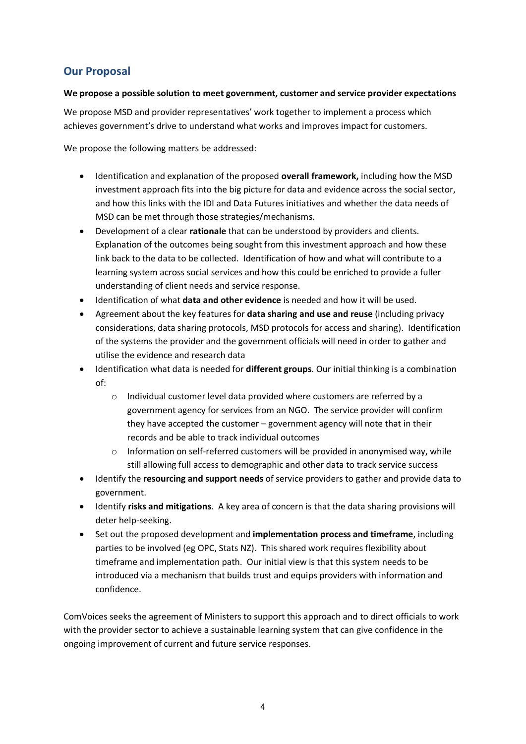## Our Proposal

**We propose a possible solution to meet government, customer and service provider expectations**

We propose MSD and provider representatives' work together to implement a process which achieves government's drive to understand what works and improves impact for customers.

We propose the following matters be addressed:

- Identification and explanation of the proposed **overall framework,** including how the MSD investment approach fits into the big picture for data and evidence across the social sector, and how this links with the IDI and Data Futures initiatives and whether the data needs of MSD can be met through those strategies/mechanisms.
- Development of a clear **rationale** that can be understood by providers and clients. Explanation of the outcomes being sought from this investment approach and how these link back to the data to be collected. Identification of how and what will contribute to a learning system across social services and how this could be enriched to provide a fuller understanding of client needs and service response.
- Identification of what **data and other evidence** is needed and how it will be used.
- Agreement about the key features for **data sharing and use and reuse** (including privacy considerations, data sharing protocols, MSD protocols for access and sharing). Identification of the systems the provider and the government officials will need in order to gather and utilise the evidence and research data
- Identification what data is needed for **different groups**. Our initial thinking is a combination of:
  - Individual customer level data provided where customers are referred by a government agency for services from an NGO. The service provider will confirm they have accepted the customer – government agency will note that in their records and be able to track individual outcomes
  - Information on self-referred customers will be provided in anonymised way, while still allowing full access to demographic and other data to track service success
- Identify the **resourcing and support needs** of service providers to gather and provide data to government.
- Identify **risks and mitigations**. A key area of concern is that the data sharing provisions will deter help-seeking.
- Set out the proposed development and **implementation process and timeframe**, including parties to be involved (eg OPC, Stats NZ). This shared work requires flexibility about timeframe and implementation path. Our initial view is that this system needs to be introduced via a mechanism that builds trust and equips providers with information and confidence.

ComVoices seeks the agreement of Ministers to support this approach and to direct officials to work with the provider sector to achieve a sustainable learning system that can give confidence in the ongoing improvement of current and future service responses.